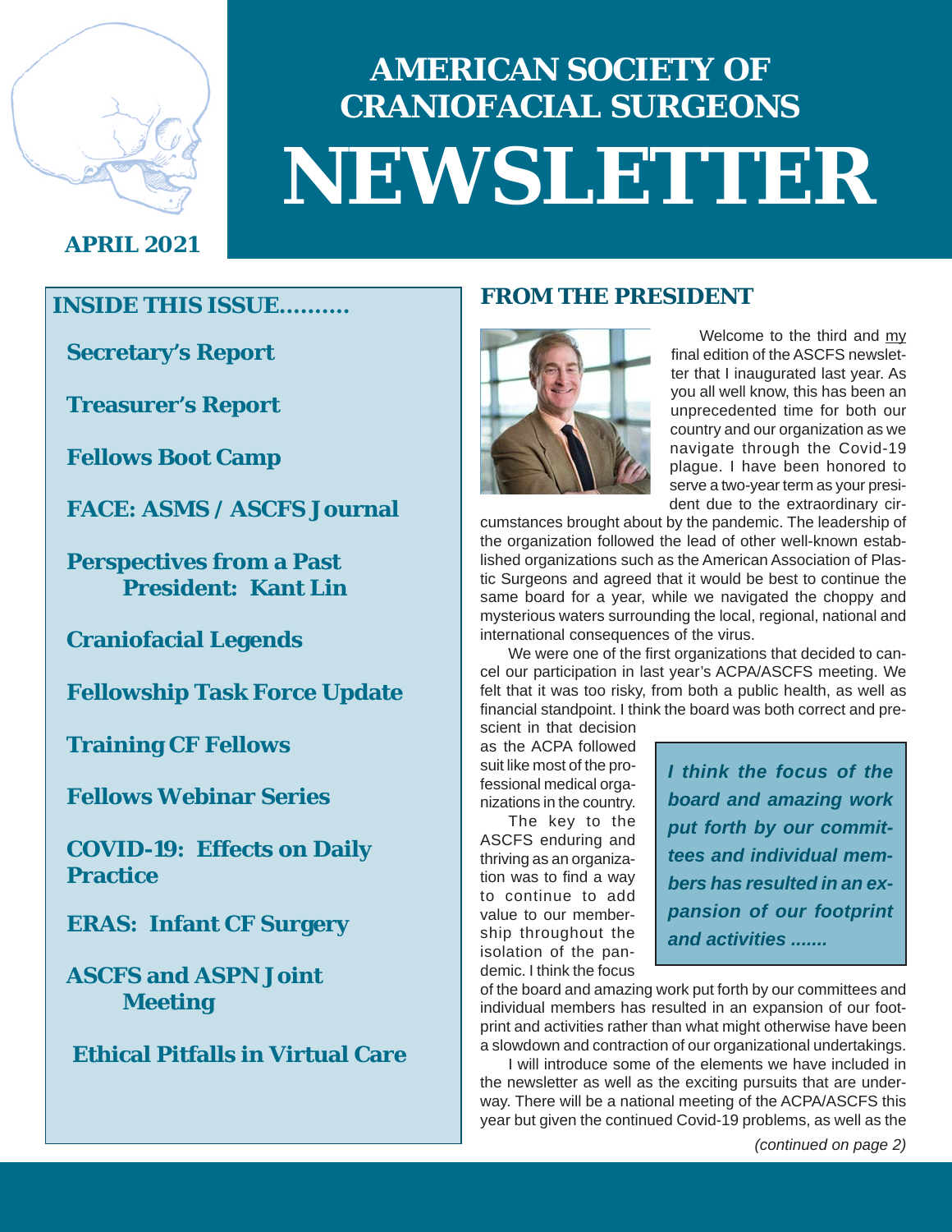# AMERICAN SOCIETY OF CRANIOFACIAL SURGEONS

# NEWSLETTER

**APRIL 2021**

## INSIDE THIS ISSUE..........

- **Secretary's Report**
- **Treasurer's Report**
- **Fellows Boot Camp**
- **FACE: ASMS / ASCFS Journal**
- **Perspectives from a Past President: Kant Lin**
- **Craniofacial Legends**
- **Fellowship Task Force Update**
- **Training CF Fellows**
- **Fellows Webinar Series**
- **COVID-19: Effects on Daily Practice**
- **ERAS: Infant CF Surgery**
- **ASCFS and ASPN Joint Meeting**
- **Ethical Pitfalls in Virtual Care**

## FROM THE PRESIDENT

Welcome to the third and my final edition of the ASCFS newsletter that I inaugurated last year. As you all well know, this has been an unprecedented time for both our country and our organization as we navigate through the Covid-19 plague. I have been honored to serve a two-year term as your president due to the extraordinary circumstances brought about by the pandemic. The leadership of the organization followed the lead of other well-known established organizations such as the American Association of Plastic Surgeons and agreed that it would be best to continue the same board for a year, while we navigated the choppy and mysterious waters surrounding the local, regional, national and international consequences of the virus.

We were one of the first organizations that decided to cancel our participation in last year's ACPA/ASCFS meeting. We felt that it was too risky, from both a public health, as well as financial standpoint. I think the board was both correct and prescient in that decision as the ACPA followed suit like most of the professional medical organizations in the country.

The key to the ASCFS enduring and thriving as an organization was to find a way to continue to add value to our membership throughout the isolation of the pandemic. I think the focus of the board and amazing work put forth by our committees and individual members has resulted in an expansion of our footprint and activities rather than what might otherwise have been a slowdown and contraction of our organizational undertakings.

> ***I think the focus of the board and amazing work put forth by our committees and individual members has resulted in an expansion of our footprint and activities .......***

I will introduce some of the elements we have included in the newsletter as well as the exciting pursuits that are underway. There will be a national meeting of the ACPA/ASCFS this year but given the continued Covid-19 problems, as well as the

*(continued on page 2)*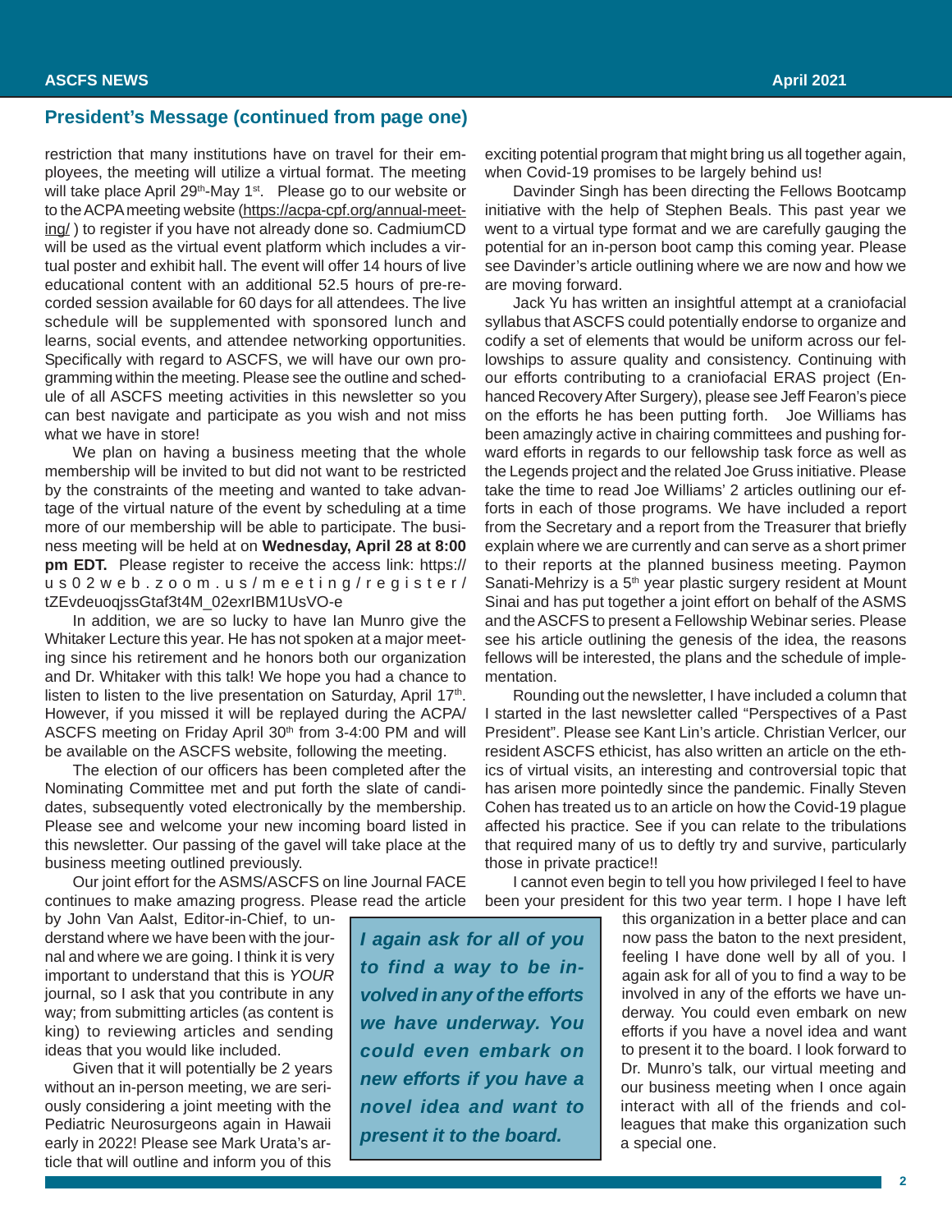## President's Message (continued from page one)

restriction that many institutions have on travel for their employees, the meeting will utilize a virtual format. The meeting will take place April 29th-May 1st. Please go to our website or to the ACPA meeting website (https://acpa-cpf.org/annual-meeting/) to register if you have not already done so. CadmiumCD will be used as the virtual event platform which includes a virtual poster and exhibit hall. The event will offer 14 hours of live educational content with an additional 52.5 hours of pre-recorded session available for 60 days for all attendees. The live schedule will be supplemented with sponsored lunch and learns, social events, and attendee networking opportunities. Specifically with regard to ASCFS, we will have our own programming within the meeting. Please see the outline and schedule of all ASCFS meeting activities in this newsletter so you can best navigate and participate as you wish and not miss what we have in store!

We plan on having a business meeting that the whole membership will be invited to but did not want to be restricted by the constraints of the meeting and wanted to take advantage of the virtual nature of the event by scheduling at a time more of our membership will be able to participate. The business meeting will be held at on **Wednesday, April 28 at 8:00 pm EDT.** Please register to receive the access link: https://us02web.zoom.us/meeting/register/tZEvdeuoqjssGtaf3t4M_02exrIBM1UsVO-e

In addition, we are so lucky to have Ian Munro give the Whitaker Lecture this year. He has not spoken at a major meeting since his retirement and he honors both our organization and Dr. Whitaker with this talk! We hope you had a chance to listen to listen to the live presentation on Saturday, April 17th. However, if you missed it will be replayed during the ACPA/ASCFS meeting on Friday April 30th from 3-4:00 PM and will be available on the ASCFS website, following the meeting.

The election of our officers has been completed after the Nominating Committee met and put forth the slate of candidates, subsequently voted electronically by the membership. Please see and welcome your new incoming board listed in this newsletter. Our passing of the gavel will take place at the business meeting outlined previously.

Our joint effort for the ASMS/ASCFS on line Journal FACE continues to make amazing progress. Please read the article by John Van Aalst, Editor-in-Chief, to understand where we have been with the journal and where we are going. I think it is very important to understand that this is *YOUR* journal, so I ask that you contribute in any way; from submitting articles (as content is king) to reviewing articles and sending ideas that you would like included.

Given that it will potentially be 2 years without an in-person meeting, we are seriously considering a joint meeting with the Pediatric Neurosurgeons again in Hawaii early in 2022! Please see Mark Urata's article that will outline and inform you of this exciting potential program that might bring us all together again, when Covid-19 promises to be largely behind us!

Davinder Singh has been directing the Fellows Bootcamp initiative with the help of Stephen Beals. This past year we went to a virtual type format and we are carefully gauging the potential for an in-person boot camp this coming year. Please see Davinder's article outlining where we are now and how we are moving forward.

Jack Yu has written an insightful attempt at a craniofacial syllabus that ASCFS could potentially endorse to organize and codify a set of elements that would be uniform across our fellowships to assure quality and consistency. Continuing with our efforts contributing to a craniofacial ERAS project (Enhanced Recovery After Surgery), please see Jeff Fearon's piece on the efforts he has been putting forth. Joe Williams has been amazingly active in chairing committees and pushing forward efforts in regards to our fellowship task force as well as the Legends project and the related Joe Gruss initiative. Please take the time to read Joe Williams' 2 articles outlining our efforts in each of those programs. We have included a report from the Secretary and a report from the Treasurer that briefly explain where we are currently and can serve as a short primer to their reports at the planned business meeting. Paymon Sanati-Mehrizy is a 5th year plastic surgery resident at Mount Sinai and has put together a joint effort on behalf of the ASMS and the ASCFS to present a Fellowship Webinar series. Please see his article outlining the genesis of the idea, the reasons fellows will be interested, the plans and the schedule of implementation.

Rounding out the newsletter, I have included a column that I started in the last newsletter called "Perspectives of a Past President". Please see Kant Lin's article. Christian Verlcer, our resident ASCFS ethicist, has also written an article on the ethics of virtual visits, an interesting and controversial topic that has arisen more pointedly since the pandemic. Finally Steven Cohen has treated us to an article on how the Covid-19 plague affected his practice. See if you can relate to the tribulations that required many of us to deftly try and survive, particularly those in private practice!!

I cannot even begin to tell you how privileged I feel to have been your president for this two year term. I hope I have left this organization in a better place and can now pass the baton to the next president, feeling I have done well by all of you. I again ask for all of you to find a way to be involved in any of the efforts we have underway. You could even embark on new efforts if you have a novel idea and want to present it to the board. I look forward to Dr. Munro's talk, our virtual meeting and our business meeting when I once again interact with all of the friends and colleagues that make this organization such a special one.

> ***I again ask for all of you to find a way to be involved in any of the efforts we have underway. You could even embark on new efforts if you have a novel idea and want to present it to the board.***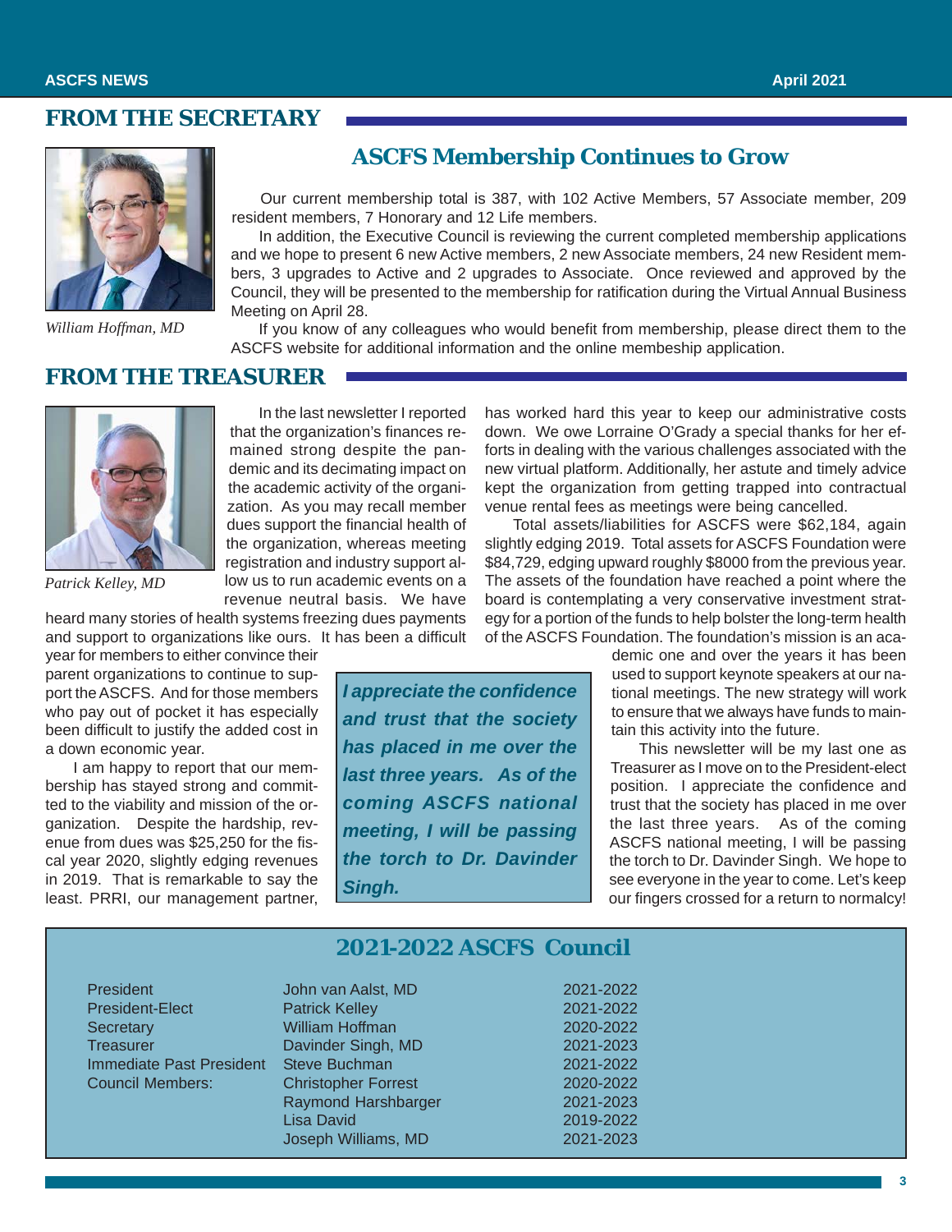## FROM THE SECRETARY

*William Hoffman, MD*

### ASCFS Membership Continues to Grow

Our current membership total is 387, with 102 Active Members, 57 Associate member, 209 resident members, 7 Honorary and 12 Life members.

In addition, the Executive Council is reviewing the current completed membership applications and we hope to present 6 new Active members, 2 new Associate members, 24 new Resident members, 3 upgrades to Active and 2 upgrades to Associate. Once reviewed and approved by the Council, they will be presented to the membership for ratification during the Virtual Annual Business Meeting on April 28.

If you know of any colleagues who would benefit from membership, please direct them to the ASCFS website for additional information and the online membeship application.

## FROM THE TREASURER

*Patrick Kelley, MD*

In the last newsletter I reported that the organization's finances remained strong despite the pandemic and its decimating impact on the academic activity of the organization. As you may recall member dues support the financial health of the organization, whereas meeting registration and industry support allow us to run academic events on a revenue neutral basis. We have heard many stories of health systems freezing dues payments and support to organizations like ours. It has been a difficult year for members to either convince their parent organizations to continue to support the ASCFS. And for those members who pay out of pocket it has especially been difficult to justify the added cost in a down economic year.

I am happy to report that our membership has stayed strong and committed to the viability and mission of the organization. Despite the hardship, revenue from dues was $25,250 for the fiscal year 2020, slightly edging revenues in 2019. That is remarkable to say the least. PRRI, our management partner, has worked hard this year to keep our administrative costs down. We owe Lorraine O'Grady a special thanks for her efforts in dealing with the various challenges associated with the new virtual platform. Additionally, her astute and timely advice kept the organization from getting trapped into contractual venue rental fees as meetings were being cancelled.

Total assets/liabilities for ASCFS were $62,184, again slightly edging 2019. Total assets for ASCFS Foundation were $84,729, edging upward roughly $8000 from the previous year. The assets of the foundation have reached a point where the board is contemplating a very conservative investment strategy for a portion of the funds to help bolster the long-term health of the ASCFS Foundation. The foundation's mission is an academic one and over the years it has been used to support keynote speakers at our national meetings. The new strategy will work to ensure that we always have funds to maintain this activity into the future.

This newsletter will be my last one as Treasurer as I move on to the President-elect position. I appreciate the confidence and trust that the society has placed in me over the last three years. As of the coming ASCFS national meeting, I will be passing the torch to Dr. Davinder Singh. We hope to see everyone in the year to come. Let's keep our fingers crossed for a return to normalcy!

> ***I appreciate the confidence and trust that the society has placed in me over the last three years. As of the coming ASCFS national meeting, I will be passing the torch to Dr. Davinder Singh.***

## 2021-2022 ASCFS Council

| | | |
|---|---|---|
| President | John van Aalst, MD | 2021-2022 |
| President-Elect | Patrick Kelley | 2021-2022 |
| Secretary | William Hoffman | 2020-2022 |
| Treasurer | Davinder Singh, MD | 2021-2023 |
| Immediate Past President | Steve Buchman | 2021-2022 |
| Council Members: | Christopher Forrest | 2020-2022 |
| | Raymond Harshbarger | 2021-2023 |
| | Lisa David | 2019-2022 |
| | Joseph Williams, MD | 2021-2023 |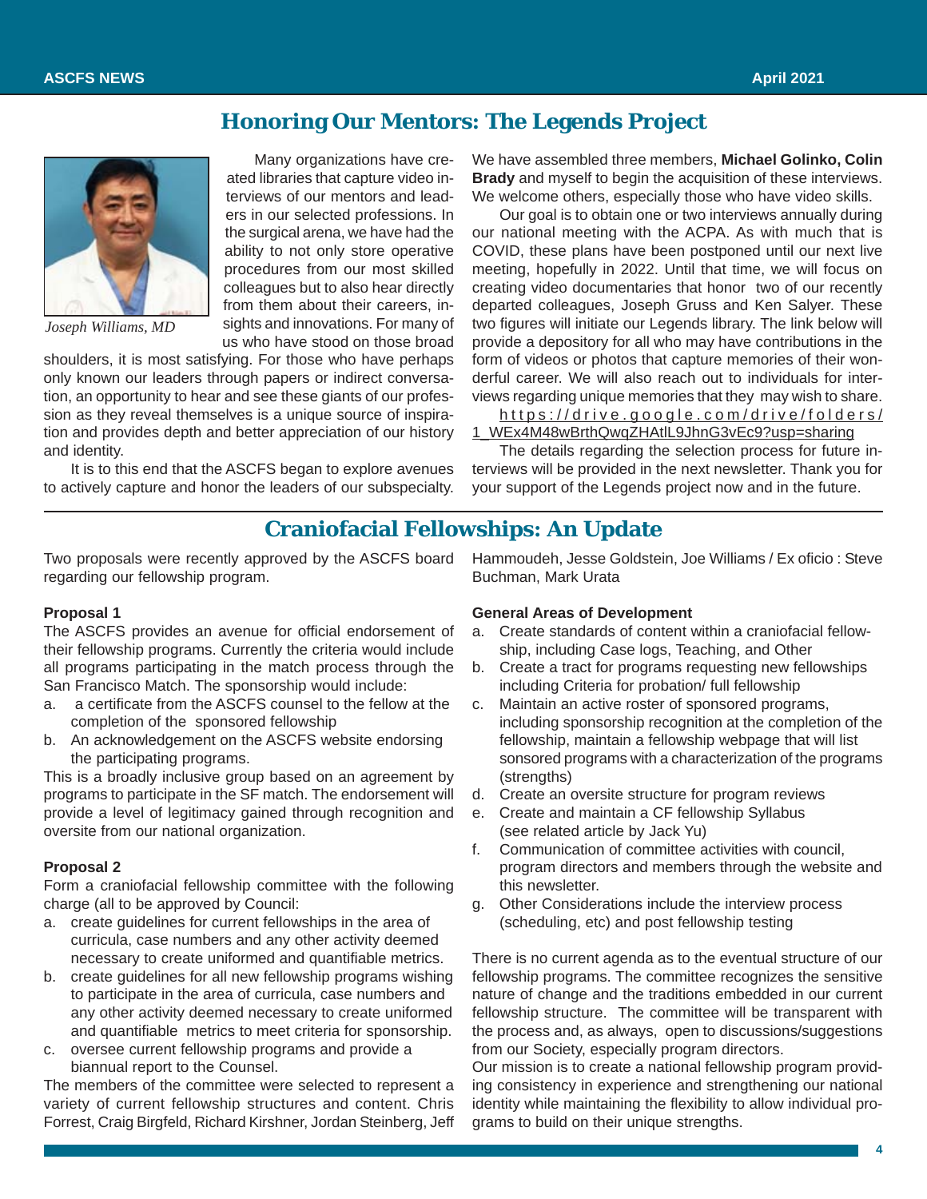## Honoring Our Mentors: The Legends Project

*Joseph Williams, MD*

Many organizations have created libraries that capture video interviews of our mentors and leaders in our selected professions. In the surgical arena, we have had the ability to not only store operative procedures from our most skilled colleagues but to also hear directly from them about their careers, insights and innovations. For many of us who have stood on those broad shoulders, it is most satisfying. For those who have perhaps only known our leaders through papers or indirect conversation, an opportunity to hear and see these giants of our profession as they reveal themselves is a unique source of inspiration and provides depth and better appreciation of our history and identity.

It is to this end that the ASCFS began to explore avenues to actively capture and honor the leaders of our subspecialty. We have assembled three members, **Michael Golinko, Colin Brady** and myself to begin the acquisition of these interviews. We welcome others, especially those who have video skills.

Our goal is to obtain one or two interviews annually during our national meeting with the ACPA. As with much that is COVID, these plans have been postponed until our next live meeting, hopefully in 2022. Until that time, we will focus on creating video documentaries that honor two of our recently departed colleagues, Joseph Gruss and Ken Salyer. These two figures will initiate our Legends library. The link below will provide a depository for all who may have contributions in the form of videos or photos that capture memories of their wonderful career. We will also reach out to individuals for interviews regarding unique memories that they may wish to share.

https://drive.google.com/drive/folders/1_WEx4M48wBrthQwqZHAtlL9JhnG3vEc9?usp=sharing

The details regarding the selection process for future interviews will be provided in the next newsletter. Thank you for your support of the Legends project now and in the future.

## Craniofacial Fellowships: An Update

Two proposals were recently approved by the ASCFS board regarding our fellowship program.

**Proposal 1**

The ASCFS provides an avenue for official endorsement of their fellowship programs. Currently the criteria would include all programs participating in the match process through the San Francisco Match. The sponsorship would include:

a. a certificate from the ASCFS counsel to the fellow at the completion of the sponsored fellowship
b. An acknowledgement on the ASCFS website endorsing the participating programs.

This is a broadly inclusive group based on an agreement by programs to participate in the SF match. The endorsement will provide a level of legitimacy gained through recognition and oversite from our national organization.

**Proposal 2**

Form a craniofacial fellowship committee with the following charge (all to be approved by Council:

a. create guidelines for current fellowships in the area of curricula, case numbers and any other activity deemed necessary to create uniformed and quantifiable metrics.
b. create guidelines for all new fellowship programs wishing to participate in the area of curricula, case numbers and any other activity deemed necessary to create uniformed and quantifiable metrics to meet criteria for sponsorship.
c. oversee current fellowship programs and provide a biannual report to the Counsel.

The members of the committee were selected to represent a variety of current fellowship structures and content. Chris Forrest, Craig Birgfeld, Richard Kirshner, Jordan Steinberg, Jeff Hammoudeh, Jesse Goldstein, Joe Williams / Ex oficio : Steve Buchman, Mark Urata

**General Areas of Development**

a. Create standards of content within a craniofacial fellowship, including Case logs, Teaching, and Other
b. Create a tract for programs requesting new fellowships including Criteria for probation/ full fellowship
c. Maintain an active roster of sponsored programs, including sponsorship recognition at the completion of the fellowship, maintain a fellowship webpage that will list sonsored programs with a characterization of the programs (strengths)
d. Create an oversite structure for program reviews
e. Create and maintain a CF fellowship Syllabus (see related article by Jack Yu)
f. Communication of committee activities with council, program directors and members through the website and this newsletter.
g. Other Considerations include the interview process (scheduling, etc) and post fellowship testing

There is no current agenda as to the eventual structure of our fellowship programs. The committee recognizes the sensitive nature of change and the traditions embedded in our current fellowship structure. The committee will be transparent with the process and, as always, open to discussions/suggestions from our Society, especially program directors.

Our mission is to create a national fellowship program providing consistency in experience and strengthening our national identity while maintaining the flexibility to allow individual programs to build on their unique strengths.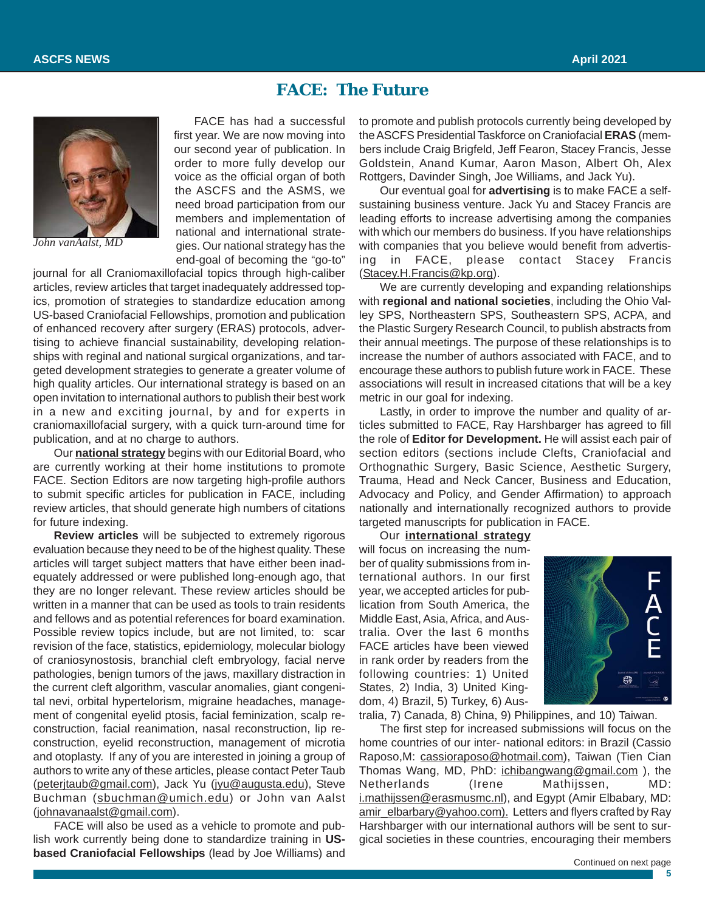# FACE: The Future

*John vanAalst, MD*

FACE has had a successful first year. We are now moving into our second year of publication. In order to more fully develop our voice as the official organ of both the ASCFS and the ASMS, we need broad participation from our members and implementation of national and international strategies. Our national strategy has the end-goal of becoming the "go-to" journal for all Craniomaxillofacial topics through high-caliber articles, review articles that target inadequately addressed topics, promotion of strategies to standardize education among US-based Craniofacial Fellowships, promotion and publication of enhanced recovery after surgery (ERAS) protocols, advertising to achieve financial sustainability, developing relationships with reginal and national surgical organizations, and targeted development strategies to generate a greater volume of high quality articles. Our international strategy is based on an open invitation to international authors to publish their best work in a new and exciting journal, by and for experts in craniomaxillofacial surgery, with a quick turn-around time for publication, and at no charge to authors.

Our **national strategy** begins with our Editorial Board, who are currently working at their home institutions to promote FACE. Section Editors are now targeting high-profile authors to submit specific articles for publication in FACE, including review articles, that should generate high numbers of citations for future indexing.

**Review articles** will be subjected to extremely rigorous evaluation because they need to be of the highest quality. These articles will target subject matters that have either been inadequately addressed or were published long-enough ago, that they are no longer relevant. These review articles should be written in a manner that can be used as tools to train residents and fellows and as potential references for board examination. Possible review topics include, but are not limited, to: scar revision of the face, statistics, epidemiology, molecular biology of craniosynostosis, branchial cleft embryology, facial nerve pathologies, benign tumors of the jaws, maxillary distraction in the current cleft algorithm, vascular anomalies, giant congenital nevi, orbital hypertelorism, migraine headaches, management of congenital eyelid ptosis, facial feminization, scalp reconstruction, facial reanimation, nasal reconstruction, lip reconstruction, eyelid reconstruction, management of microtia and otoplasty. If any of you are interested in joining a group of authors to write any of these articles, please contact Peter Taub (peterjtaub@gmail.com), Jack Yu (jyu@augusta.edu), Steve Buchman (sbuchman@umich.edu) or John van Aalst (johnavanaalst@gmail.com).

FACE will also be used as a vehicle to promote and publish work currently being done to standardize training in **US-based Craniofacial Fellowships** (lead by Joe Williams) and to promote and publish protocols currently being developed by the ASCFS Presidential Taskforce on Craniofacial **ERAS** (members include Craig Brigfeld, Jeff Fearon, Stacey Francis, Jesse Goldstein, Anand Kumar, Aaron Mason, Albert Oh, Alex Rottgers, Davinder Singh, Joe Williams, and Jack Yu).

Our eventual goal for **advertising** is to make FACE a self-sustaining business venture. Jack Yu and Stacey Francis are leading efforts to increase advertising among the companies with which our members do business. If you have relationships with companies that you believe would benefit from advertising in FACE, please contact Stacey Francis (Stacey.H.Francis@kp.org).

We are currently developing and expanding relationships with **regional and national societies**, including the Ohio Valley SPS, Northeastern SPS, Southeastern SPS, ACPA, and the Plastic Surgery Research Council, to publish abstracts from their annual meetings. The purpose of these relationships is to increase the number of authors associated with FACE, and to encourage these authors to publish future work in FACE. These associations will result in increased citations that will be a key metric in our goal for indexing.

Lastly, in order to improve the number and quality of articles submitted to FACE, Ray Harshbarger has agreed to fill the role of **Editor for Development.** He will assist each pair of section editors (sections include Clefts, Craniofacial and Orthognathic Surgery, Basic Science, Aesthetic Surgery, Trauma, Head and Neck Cancer, Business and Education, Advocacy and Policy, and Gender Affirmation) to approach nationally and internationally recognized authors to provide targeted manuscripts for publication in FACE.

Our **international strategy** will focus on increasing the number of quality submissions from international authors. In our first year, we accepted articles for publication from South America, the Middle East, Asia, Africa, and Australia. Over the last 6 months FACE articles have been viewed in rank order by readers from the following countries: 1) United States, 2) India, 3) United Kingdom, 4) Brazil, 5) Turkey, 6) Australia, 7) Canada, 8) China, 9) Philippines, and 10) Taiwan.

The first step for increased submissions will focus on the home countries of our inter- national editors: in Brazil (Cassio Raposo,M: cassioraposo@hotmail.com), Taiwan (Tien Cian Thomas Wang, MD, PhD: ichibangwang@gmail.com ), the Netherlands (Irene Mathijssen, MD: i.mathijssen@erasmusmc.nl), and Egypt (Amir Elbabary, MD: amir_elbarbary@yahoo.com). Letters and flyers crafted by Ray Harshbarger with our international authors will be sent to surgical societies in these countries, encouraging their members

Continued on next page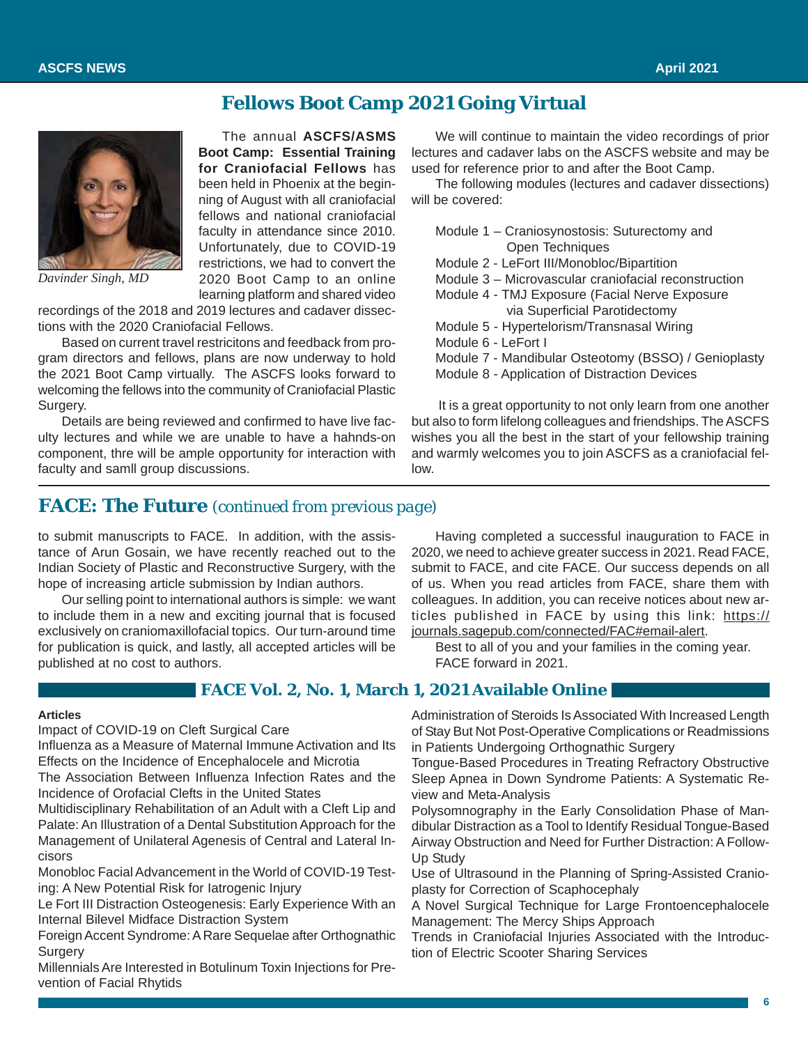## Fellows Boot Camp 2021 Going Virtual

*Davinder Singh, MD*

The annual **ASCFS/ASMS Boot Camp: Essential Training for Craniofacial Fellows** has been held in Phoenix at the beginning of August with all craniofacial fellows and national craniofacial faculty in attendance since 2010. Unfortunately, due to COVID-19 restrictions, we had to convert the 2020 Boot Camp to an online learning platform and shared video recordings of the 2018 and 2019 lectures and cadaver dissections with the 2020 Craniofacial Fellows.

Based on current travel restricitons and feedback from program directors and fellows, plans are now underway to hold the 2021 Boot Camp virtually. The ASCFS looks forward to welcoming the fellows into the community of Craniofacial Plastic Surgery.

Details are being reviewed and confirmed to have live faculty lectures and while we are unable to have a hahnds-on component, thre will be ample opportunity for interaction with faculty and samll group discussions.

We will continue to maintain the video recordings of prior lectures and cadaver labs on the ASCFS website and may be used for reference prior to and after the Boot Camp.

The following modules (lectures and cadaver dissections) will be covered:

- Module 1 – Craniosynostosis: Suturectomy and Open Techniques
- Module 2 - LeFort III/Monobloc/Bipartition
- Module 3 – Microvascular craniofacial reconstruction
- Module 4 - TMJ Exposure (Facial Nerve Exposure via Superficial Parotidectomy
- Module 5 - Hypertelorism/Transnasal Wiring
- Module 6 - LeFort I
- Module 7 - Mandibular Osteotomy (BSSO) / Genioplasty
- Module 8 - Application of Distraction Devices

It is a great opportunity to not only learn from one another but also to form lifelong colleagues and friendships. The ASCFS wishes you all the best in the start of your fellowship training and warmly welcomes you to join ASCFS as a craniofacial fellow.

## FACE: The Future *(continued from previous page)*

to submit manuscripts to FACE. In addition, with the assistance of Arun Gosain, we have recently reached out to the Indian Society of Plastic and Reconstructive Surgery, with the hope of increasing article submission by Indian authors.

Our selling point to international authors is simple: we want to include them in a new and exciting journal that is focused exclusively on craniomaxillofacial topics. Our turn-around time for publication is quick, and lastly, all accepted articles will be published at no cost to authors.

Having completed a successful inauguration to FACE in 2020, we need to achieve greater success in 2021. Read FACE, submit to FACE, and cite FACE. Our success depends on all of us. When you read articles from FACE, share them with colleagues. In addition, you can receive notices about new articles published in FACE by using this link: https://journals.sagepub.com/connected/FAC#email-alert.

Best to all of you and your families in the coming year. FACE forward in 2021.

## FACE Vol. 2, No. 1, March 1, 2021 Available Online

**Articles**

Impact of COVID-19 on Cleft Surgical Care

Influenza as a Measure of Maternal Immune Activation and Its Effects on the Incidence of Encephalocele and Microtia

The Association Between Influenza Infection Rates and the Incidence of Orofacial Clefts in the United States

Multidisciplinary Rehabilitation of an Adult with a Cleft Lip and Palate: An Illustration of a Dental Substitution Approach for the Management of Unilateral Agenesis of Central and Lateral Incisors

Monobloc Facial Advancement in the World of COVID-19 Testing: A New Potential Risk for Iatrogenic Injury

Le Fort III Distraction Osteogenesis: Early Experience With an Internal Bilevel Midface Distraction System

Foreign Accent Syndrome: A Rare Sequelae after Orthognathic Surgery

Millennials Are Interested in Botulinum Toxin Injections for Prevention of Facial Rhytids

Administration of Steroids Is Associated With Increased Length of Stay But Not Post-Operative Complications or Readmissions in Patients Undergoing Orthognathic Surgery

Tongue-Based Procedures in Treating Refractory Obstructive Sleep Apnea in Down Syndrome Patients: A Systematic Review and Meta-Analysis

Polysomnography in the Early Consolidation Phase of Mandibular Distraction as a Tool to Identify Residual Tongue-Based Airway Obstruction and Need for Further Distraction: A Follow-Up Study

Use of Ultrasound in the Planning of Spring-Assisted Cranioplasty for Correction of Scaphocephaly

A Novel Surgical Technique for Large Frontoencephalocele Management: The Mercy Ships Approach

Trends in Craniofacial Injuries Associated with the Introduction of Electric Scooter Sharing Services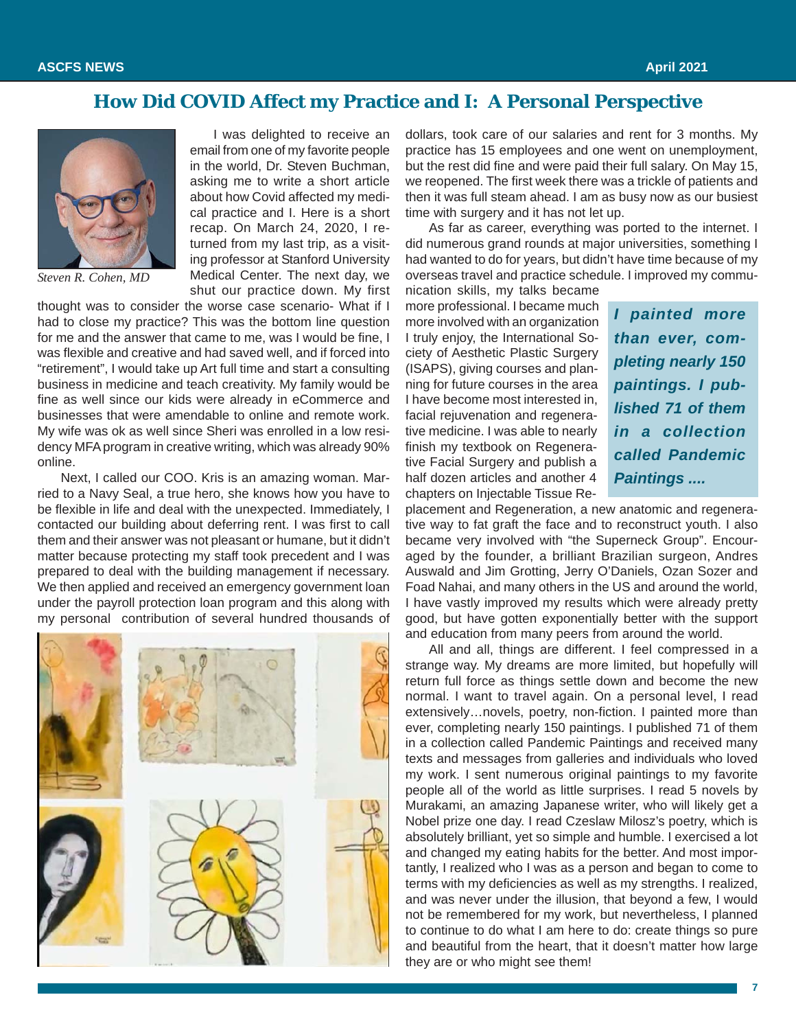# How Did COVID Affect my Practice and I: A Personal Perspective

*Steven R. Cohen, MD*

I was delighted to receive an email from one of my favorite people in the world, Dr. Steven Buchman, asking me to write a short article about how Covid affected my medical practice and I. Here is a short recap. On March 24, 2020, I returned from my last trip, as a visiting professor at Stanford University Medical Center. The next day, we shut our practice down. My first thought was to consider the worse case scenario- What if I had to close my practice? This was the bottom line question for me and the answer that came to me, was I would be fine, I was flexible and creative and had saved well, and if forced into "retirement", I would take up Art full time and start a consulting business in medicine and teach creativity. My family would be fine as well since our kids were already in eCommerce and businesses that were amendable to online and remote work. My wife was ok as well since Sheri was enrolled in a low residency MFA program in creative writing, which was already 90% online.

Next, I called our COO. Kris is an amazing woman. Married to a Navy Seal, a true hero, she knows how you have to be flexible in life and deal with the unexpected. Immediately, I contacted our building about deferring rent. I was first to call them and their answer was not pleasant or humane, but it didn't matter because protecting my staff took precedent and I was prepared to deal with the building management if necessary. We then applied and received an emergency government loan under the payroll protection loan program and this along with my personal contribution of several hundred thousands of dollars, took care of our salaries and rent for 3 months. My practice has 15 employees and one went on unemployment, but the rest did fine and were paid their full salary. On May 15, we reopened. The first week there was a trickle of patients and then it was full steam ahead. I am as busy now as our busiest time with surgery and it has not let up.

As far as career, everything was ported to the internet. I did numerous grand rounds at major universities, something I had wanted to do for years, but didn't have time because of my overseas travel and practice schedule. I improved my communication skills, my talks became more professional. I became much more involved with an organization I truly enjoy, the International Society of Aesthetic Plastic Surgery (ISAPS), giving courses and planning for future courses in the area I have become most interested in, facial rejuvenation and regenerative medicine. I was able to nearly finish my textbook on Regenerative Facial Surgery and publish a half dozen articles and another 4 chapters on Injectable Tissue Replacement and Regeneration, a new anatomic and regenerative way to fat graft the face and to reconstruct youth. I also became very involved with "the Superneck Group". Encouraged by the founder, a brilliant Brazilian surgeon, Andres Auswald and Jim Grotting, Jerry O'Daniels, Ozan Sozer and Foad Nahai, and many others in the US and around the world, I have vastly improved my results which were already pretty good, but have gotten exponentially better with the support and education from many peers from around the world.

> ***I painted more than ever, completing nearly 150 paintings. I published 71 of them in a collection called Pandemic Paintings ....***

All and all, things are different. I feel compressed in a strange way. My dreams are more limited, but hopefully will return full force as things settle down and become the new normal. I want to travel again. On a personal level, I read extensively…novels, poetry, non-fiction. I painted more than ever, completing nearly 150 paintings. I published 71 of them in a collection called Pandemic Paintings and received many texts and messages from galleries and individuals who loved my work. I sent numerous original paintings to my favorite people all of the world as little surprises. I read 5 novels by Murakami, an amazing Japanese writer, who will likely get a Nobel prize one day. I read Czeslaw Milosz's poetry, which is absolutely brilliant, yet so simple and humble. I exercised a lot and changed my eating habits for the better. And most importantly, I realized who I was as a person and began to come to terms with my deficiencies as well as my strengths. I realized, and was never under the illusion, that beyond a few, I would not be remembered for my work, but nevertheless, I planned to continue to do what I am here to do: create things so pure and beautiful from the heart, that it doesn't matter how large they are or who might see them!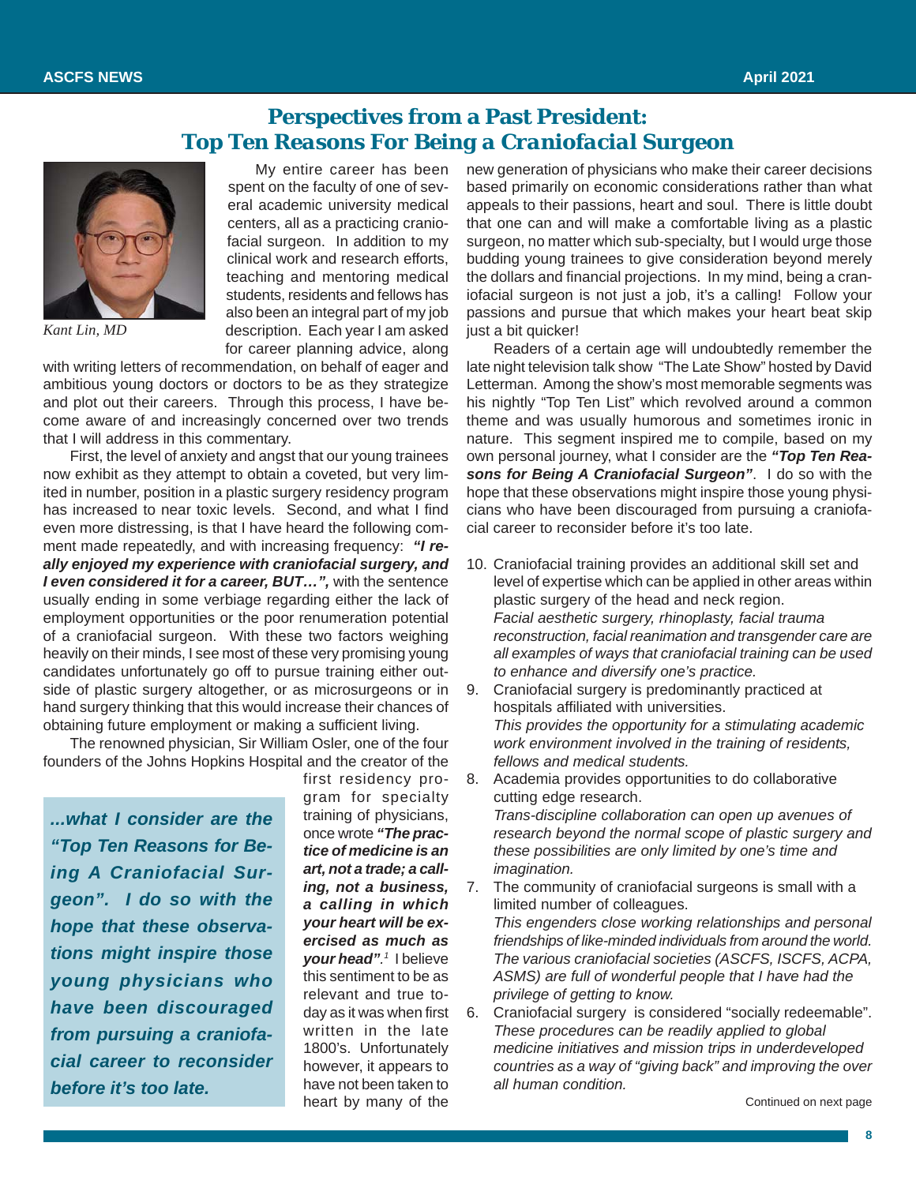## Perspectives from a Past President: Top Ten Reasons For Being a Craniofacial Surgeon

Kant Lin, MD

My entire career has been spent on the faculty of one of several academic university medical centers, all as a practicing craniofacial surgeon. In addition to my clinical work and research efforts, teaching and mentoring medical students, residents and fellows has also been an integral part of my job description. Each year I am asked for career planning advice, along with writing letters of recommendation, on behalf of eager and ambitious young doctors or doctors to be as they strategize and plot out their careers. Through this process, I have become aware of and increasingly concerned over two trends that I will address in this commentary.

First, the level of anxiety and angst that our young trainees now exhibit as they attempt to obtain a coveted, but very limited in number, position in a plastic surgery residency program has increased to near toxic levels. Second, and what I find even more distressing, is that I have heard the following comment made repeatedly, and with increasing frequency: ***"I really enjoyed my experience with craniofacial surgery, and I even considered it for a career, BUT…",*** with the sentence usually ending in some verbiage regarding either the lack of employment opportunities or the poor renumeration potential of a craniofacial surgeon. With these two factors weighing heavily on their minds, I see most of these very promising young candidates unfortunately go off to pursue training either outside of plastic surgery altogether, or as microsurgeons or in hand surgery thinking that this would increase their chances of obtaining future employment or making a sufficient living.

The renowned physician, Sir William Osler, one of the four founders of the Johns Hopkins Hospital and the creator of the first residency program for specialty training of physicians, once wrote ***"The practice of medicine is an art, not a trade; a calling, not a business, a calling in which your heart will be exercised as much as your head".***[1] I believe this sentiment to be as relevant and true today as it was when first written in the late 1800's. Unfortunately however, it appears to have not been taken to heart by many of the new generation of physicians who make their career decisions based primarily on economic considerations rather than what appeals to their passions, heart and soul. There is little doubt that one can and will make a comfortable living as a plastic surgeon, no matter which sub-specialty, but I would urge those budding young trainees to give consideration beyond merely the dollars and financial projections. In my mind, being a craniofacial surgeon is not just a job, it's a calling! Follow your passions and pursue that which makes your heart beat skip just a bit quicker!

> ***...what I consider are the "Top Ten Reasons for Being A Craniofacial Surgeon". I do so with the hope that these observations might inspire those young physicians who have been discouraged from pursuing a craniofacial career to reconsider before it's too late.***

Readers of a certain age will undoubtedly remember the late night television talk show "The Late Show" hosted by David Letterman. Among the show's most memorable segments was his nightly "Top Ten List" which revolved around a common theme and was usually humorous and sometimes ironic in nature. This segment inspired me to compile, based on my own personal journey, what I consider are the ***"Top Ten Reasons for Being A Craniofacial Surgeon"***. I do so with the hope that these observations might inspire those young physicians who have been discouraged from pursuing a craniofacial career to reconsider before it's too late.

10. Craniofacial training provides an additional skill set and level of expertise which can be applied in other areas within plastic surgery of the head and neck region.
    *Facial aesthetic surgery, rhinoplasty, facial trauma reconstruction, facial reanimation and transgender care are all examples of ways that craniofacial training can be used to enhance and diversify one's practice.*
9. Craniofacial surgery is predominantly practiced at hospitals affiliated with universities.
    *This provides the opportunity for a stimulating academic work environment involved in the training of residents, fellows and medical students.*
8. Academia provides opportunities to do collaborative cutting edge research.
    *Trans-discipline collaboration can open up avenues of research beyond the normal scope of plastic surgery and these possibilities are only limited by one's time and imagination.*
7. The community of craniofacial surgeons is small with a limited number of colleagues.
    *This engenders close working relationships and personal friendships of like-minded individuals from around the world. The various craniofacial societies (ASCFS, ISCFS, ACPA, ASMS) are full of wonderful people that I have had the privilege of getting to know.*
6. Craniofacial surgery is considered "socially redeemable".
    *These procedures can be readily applied to global medicine initiatives and mission trips in underdeveloped countries as a way of "giving back" and improving the over all human condition.*

Continued on next page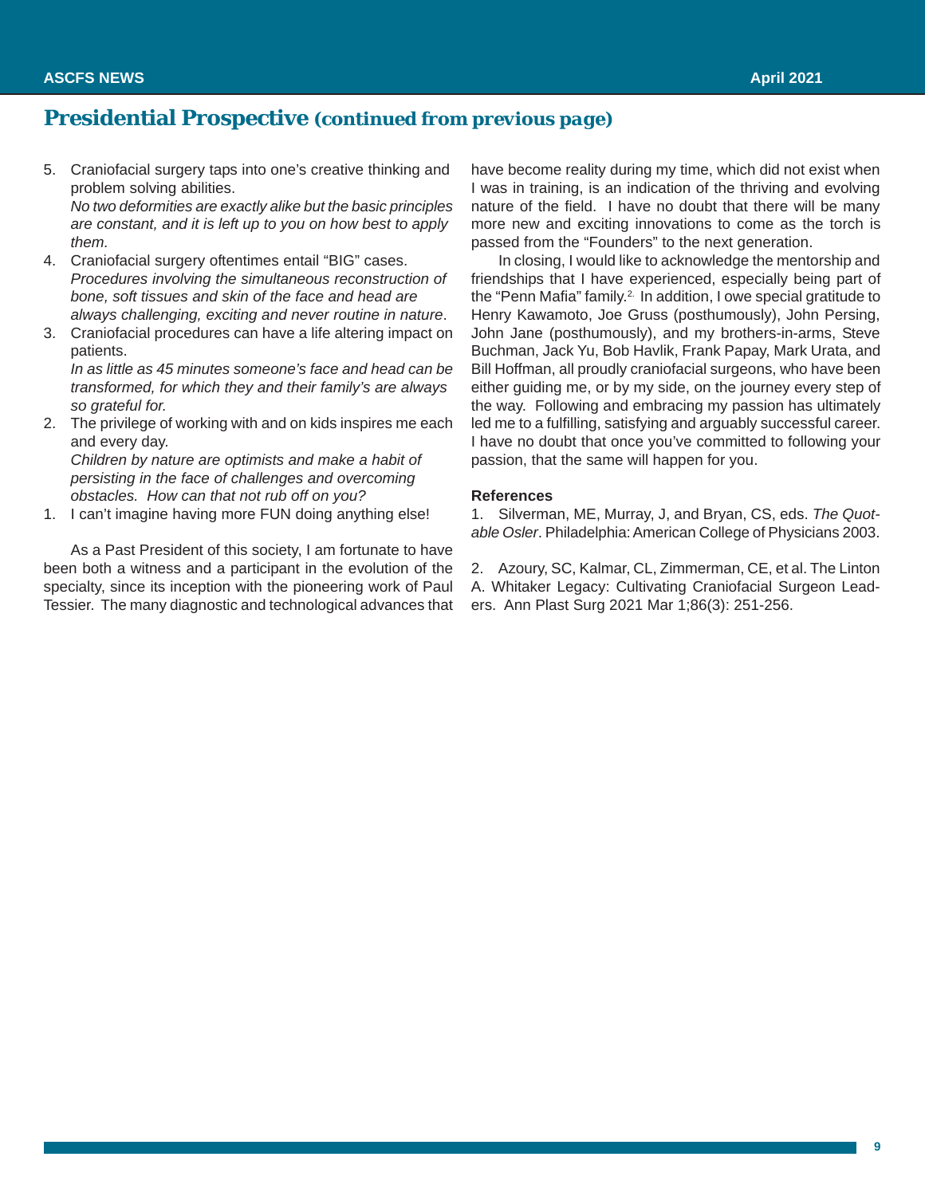## Presidential Prospective (continued from previous page)

5. Craniofacial surgery taps into one's creative thinking and problem solving abilities.
   *No two deformities are exactly alike but the basic principles are constant, and it is left up to you on how best to apply them.*
4. Craniofacial surgery oftentimes entail "BIG" cases.
   *Procedures involving the simultaneous reconstruction of bone, soft tissues and skin of the face and head are always challenging, exciting and never routine in nature*.
3. Craniofacial procedures can have a life altering impact on patients.
   *In as little as 45 minutes someone's face and head can be transformed, for which they and their family's are always so grateful for.*
2. The privilege of working with and on kids inspires me each and every day.
   *Children by nature are optimists and make a habit of persisting in the face of challenges and overcoming obstacles. How can that not rub off on you?*
1. I can't imagine having more FUN doing anything else!

As a Past President of this society, I am fortunate to have been both a witness and a participant in the evolution of the specialty, since its inception with the pioneering work of Paul Tessier. The many diagnostic and technological advances that have become reality during my time, which did not exist when I was in training, is an indication of the thriving and evolving nature of the field. I have no doubt that there will be many more new and exciting innovations to come as the torch is passed from the "Founders" to the next generation.

In closing, I would like to acknowledge the mentorship and friendships that I have experienced, especially being part of the "Penn Mafia" family.[2] In addition, I owe special gratitude to Henry Kawamoto, Joe Gruss (posthumously), John Persing, John Jane (posthumously), and my brothers-in-arms, Steve Buchman, Jack Yu, Bob Havlik, Frank Papay, Mark Urata, and Bill Hoffman, all proudly craniofacial surgeons, who have been either guiding me, or by my side, on the journey every step of the way. Following and embracing my passion has ultimately led me to a fulfilling, satisfying and arguably successful career. I have no doubt that once you've committed to following your passion, that the same will happen for you.

**References**

1. Silverman, ME, Murray, J, and Bryan, CS, eds. *The Quotable Osler*. Philadelphia: American College of Physicians 2003.

2. Azoury, SC, Kalmar, CL, Zimmerman, CE, et al. The Linton A. Whitaker Legacy: Cultivating Craniofacial Surgeon Leaders. Ann Plast Surg 2021 Mar 1;86(3): 251-256.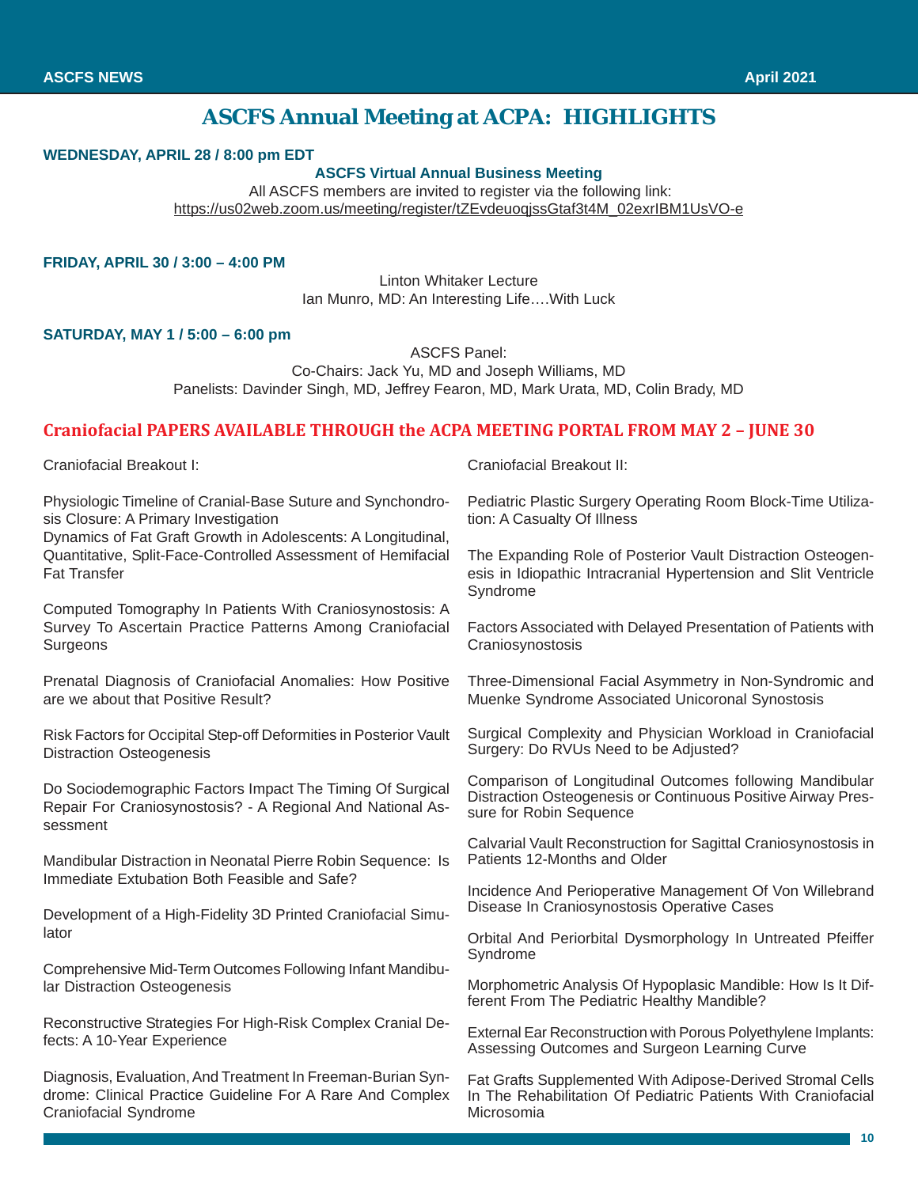# ASCFS Annual Meeting at ACPA: HIGHLIGHTS

**WEDNESDAY, APRIL 28 / 8:00 pm EDT**

**ASCFS Virtual Annual Business Meeting**

All ASCFS members are invited to register via the following link:
https://us02web.zoom.us/meeting/register/tZEvdeuoqjssGtaf3t4M_02exrIBM1UsVO-e

**FRIDAY, APRIL 30 / 3:00 – 4:00 PM**

Linton Whitaker Lecture
Ian Munro, MD: An Interesting Life….With Luck

**SATURDAY, MAY 1 / 5:00 – 6:00 pm**

ASCFS Panel:
Co-Chairs: Jack Yu, MD and Joseph Williams, MD
Panelists: Davinder Singh, MD, Jeffrey Fearon, MD, Mark Urata, MD, Colin Brady, MD

## Craniofacial PAPERS AVAILABLE THROUGH the ACPA MEETING PORTAL FROM MAY 2 – JUNE 30

Craniofacial Breakout I:

Physiologic Timeline of Cranial-Base Suture and Synchondrosis Closure: A Primary Investigation
Dynamics of Fat Graft Growth in Adolescents: A Longitudinal, Quantitative, Split-Face-Controlled Assessment of Hemifacial Fat Transfer

Computed Tomography In Patients With Craniosynostosis: A Survey To Ascertain Practice Patterns Among Craniofacial Surgeons

Prenatal Diagnosis of Craniofacial Anomalies: How Positive are we about that Positive Result?

Risk Factors for Occipital Step-off Deformities in Posterior Vault Distraction Osteogenesis

Do Sociodemographic Factors Impact The Timing Of Surgical Repair For Craniosynostosis? - A Regional And National Assessment

Mandibular Distraction in Neonatal Pierre Robin Sequence: Is Immediate Extubation Both Feasible and Safe?

Development of a High-Fidelity 3D Printed Craniofacial Simulator

Comprehensive Mid-Term Outcomes Following Infant Mandibular Distraction Osteogenesis

Reconstructive Strategies For High-Risk Complex Cranial Defects: A 10-Year Experience

Diagnosis, Evaluation, And Treatment In Freeman-Burian Syndrome: Clinical Practice Guideline For A Rare And Complex Craniofacial Syndrome

Craniofacial Breakout II:

Pediatric Plastic Surgery Operating Room Block-Time Utilization: A Casualty Of Illness

The Expanding Role of Posterior Vault Distraction Osteogenesis in Idiopathic Intracranial Hypertension and Slit Ventricle Syndrome

Factors Associated with Delayed Presentation of Patients with Craniosynostosis

Three-Dimensional Facial Asymmetry in Non-Syndromic and Muenke Syndrome Associated Unicoronal Synostosis

Surgical Complexity and Physician Workload in Craniofacial Surgery: Do RVUs Need to be Adjusted?

Comparison of Longitudinal Outcomes following Mandibular Distraction Osteogenesis or Continuous Positive Airway Pressure for Robin Sequence

Calvarial Vault Reconstruction for Sagittal Craniosynostosis in Patients 12-Months and Older

Incidence And Perioperative Management Of Von Willebrand Disease In Craniosynostosis Operative Cases

Orbital And Periorbital Dysmorphology In Untreated Pfeiffer Syndrome

Morphometric Analysis Of Hypoplasic Mandible: How Is It Different From The Pediatric Healthy Mandible?

External Ear Reconstruction with Porous Polyethylene Implants: Assessing Outcomes and Surgeon Learning Curve

Fat Grafts Supplemented With Adipose-Derived Stromal Cells In The Rehabilitation Of Pediatric Patients With Craniofacial Microsomia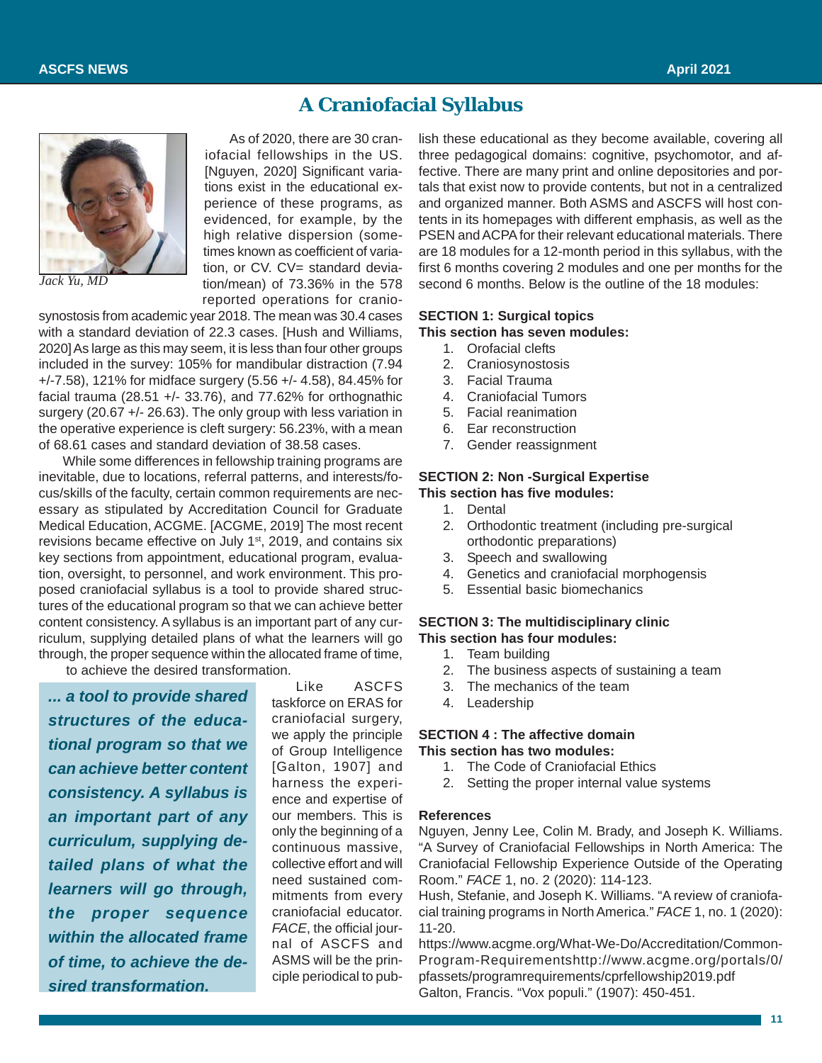# A Craniofacial Syllabus

*Jack Yu, MD*

As of 2020, there are 30 craniofacial fellowships in the US. [Nguyen, 2020] Significant variations exist in the educational experience of these programs, as evidenced, for example, by the high relative dispersion (sometimes known as coefficient of variation, or CV. CV= standard deviation/mean) of 73.36% in the 578 reported operations for craniosynostosis from academic year 2018. The mean was 30.4 cases with a standard deviation of 22.3 cases. [Hush and Williams, 2020] As large as this may seem, it is less than four other groups included in the survey: 105% for mandibular distraction (7.94 +/-7.58), 121% for midface surgery (5.56 +/- 4.58), 84.45% for facial trauma (28.51 +/- 33.76), and 77.62% for orthognathic surgery (20.67 +/- 26.63). The only group with less variation in the operative experience is cleft surgery: 56.23%, with a mean of 68.61 cases and standard deviation of 38.58 cases.

While some differences in fellowship training programs are inevitable, due to locations, referral patterns, and interests/focus/skills of the faculty, certain common requirements are necessary as stipulated by Accreditation Council for Graduate Medical Education, ACGME. [ACGME, 2019] The most recent revisions became effective on July 1st, 2019, and contains six key sections from appointment, educational program, evaluation, oversight, to personnel, and work environment. This proposed craniofacial syllabus is a tool to provide shared structures of the educational program so that we can achieve better content consistency. A syllabus is an important part of any curriculum, supplying detailed plans of what the learners will go through, the proper sequence within the allocated frame of time, to achieve the desired transformation.

> ***... a tool to provide shared structures of the educational program so that we can achieve better content consistency. A syllabus is an important part of any curriculum, supplying detailed plans of what the learners will go through, the proper sequence within the allocated frame of time, to achieve the desired transformation.***

Like ASCFS taskforce on ERAS for craniofacial surgery, we apply the principle of Group Intelligence [Galton, 1907] and harness the experience and expertise of our members. This is only the beginning of a continuous massive, collective effort and will need sustained commitments from every craniofacial educator. *FACE*, the official journal of ASCFS and ASMS will be the principle periodical to publish these educational as they become available, covering all three pedagogical domains: cognitive, psychomotor, and affective. There are many print and online depositories and portals that exist now to provide contents, but not in a centralized and organized manner. Both ASMS and ASCFS will host contents in its homepages with different emphasis, as well as the PSEN and ACPA for their relevant educational materials. There are 18 modules for a 12-month period in this syllabus, with the first 6 months covering 2 modules and one per months for the second 6 months. Below is the outline of the 18 modules:

**SECTION 1: Surgical topics**
**This section has seven modules:**

1. Orofacial clefts
2. Craniosynostosis
3. Facial Trauma
4. Craniofacial Tumors
5. Facial reanimation
6. Ear reconstruction
7. Gender reassignment

**SECTION 2: Non -Surgical Expertise**
**This section has five modules:**

1. Dental
2. Orthodontic treatment (including pre-surgical orthodontic preparations)
3. Speech and swallowing
4. Genetics and craniofacial morphogensis
5. Essential basic biomechanics

**SECTION 3: The multidisciplinary clinic**
**This section has four modules:**

1. Team building
2. The business aspects of sustaining a team
3. The mechanics of the team
4. Leadership

**SECTION 4 : The affective domain**
**This section has two modules:**

1. The Code of Craniofacial Ethics
2. Setting the proper internal value systems

**References**

Nguyen, Jenny Lee, Colin M. Brady, and Joseph K. Williams. "A Survey of Craniofacial Fellowships in North America: The Craniofacial Fellowship Experience Outside of the Operating Room." *FACE* 1, no. 2 (2020): 114-123.

Hush, Stefanie, and Joseph K. Williams. "A review of craniofacial training programs in North America." *FACE* 1, no. 1 (2020): 11-20.

https://www.acgme.org/What-We-Do/Accreditation/Common-Program-Requirementshttp://www.acgme.org/portals/0/pfassets/programrequirements/cprfellowship2019.pdf

Galton, Francis. "Vox populi." (1907): 450-451.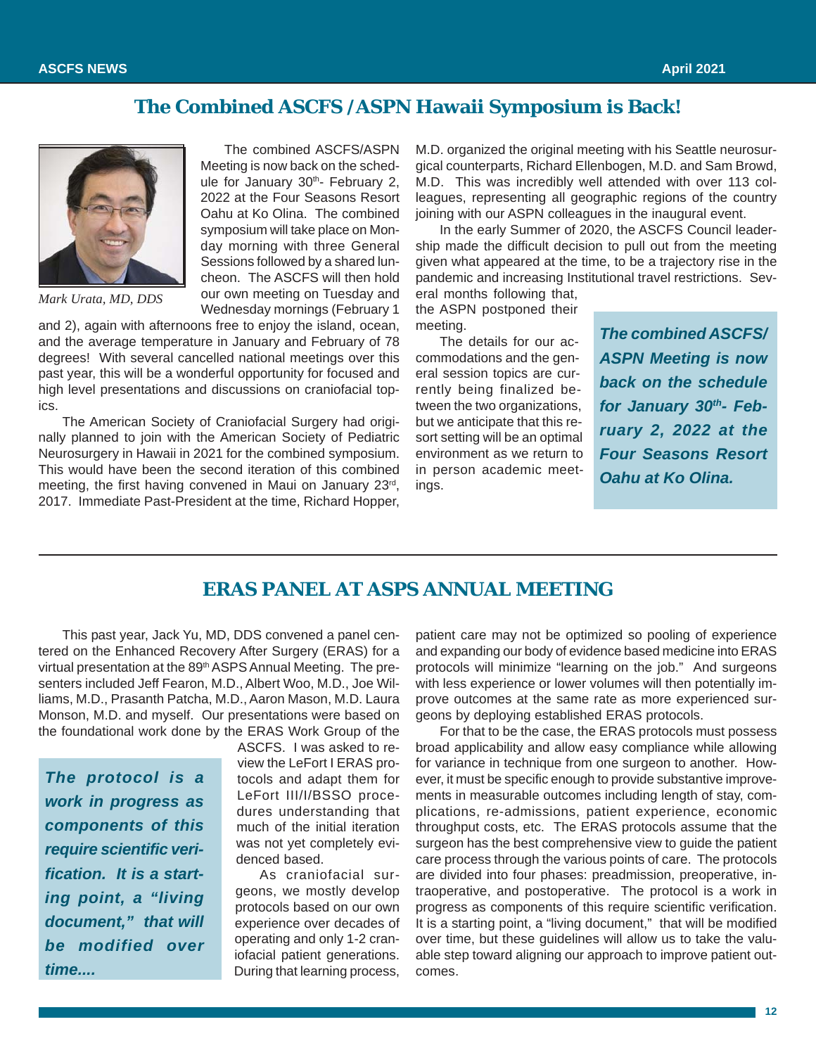## The Combined ASCFS /ASPN Hawaii Symposium is Back!

*Mark Urata, MD, DDS*

The combined ASCFS/ASPN Meeting is now back on the schedule for January 30th- February 2, 2022 at the Four Seasons Resort Oahu at Ko Olina. The combined symposium will take place on Monday morning with three General Sessions followed by a shared luncheon. The ASCFS will then hold our own meeting on Tuesday and Wednesday mornings (February 1 and 2), again with afternoons free to enjoy the island, ocean, and the average temperature in January and February of 78 degrees! With several cancelled national meetings over this past year, this will be a wonderful opportunity for focused and high level presentations and discussions on craniofacial topics.

The American Society of Craniofacial Surgery had originally planned to join with the American Society of Pediatric Neurosurgery in Hawaii in 2021 for the combined symposium. This would have been the second iteration of this combined meeting, the first having convened in Maui on January 23rd, 2017. Immediate Past-President at the time, Richard Hopper, M.D. organized the original meeting with his Seattle neurosurgical counterparts, Richard Ellenbogen, M.D. and Sam Browd, M.D. This was incredibly well attended with over 113 colleagues, representing all geographic regions of the country joining with our ASPN colleagues in the inaugural event.

In the early Summer of 2020, the ASCFS Council leadership made the difficult decision to pull out from the meeting given what appeared at the time, to be a trajectory rise in the pandemic and increasing Institutional travel restrictions. Several months following that, the ASPN postponed their meeting.

The details for our accommodations and the general session topics are currently being finalized between the two organizations, but we anticipate that this resort setting will be an optimal environment as we return to in person academic meetings.

> ***The combined ASCFS/ ASPN Meeting is now back on the schedule for January 30th- February 2, 2022 at the Four Seasons Resort Oahu at Ko Olina.***

---

## ERAS PANEL AT ASPS ANNUAL MEETING

This past year, Jack Yu, MD, DDS convened a panel centered on the Enhanced Recovery After Surgery (ERAS) for a virtual presentation at the 89th ASPS Annual Meeting. The presenters included Jeff Fearon, M.D., Albert Woo, M.D., Joe Williams, M.D., Prasanth Patcha, M.D., Aaron Mason, M.D. Laura Monson, M.D. and myself. Our presentations were based on the foundational work done by the ERAS Work Group of the ASCFS. I was asked to review the LeFort I ERAS protocols and adapt them for LeFort III/I/BSSO procedures understanding that much of the initial iteration was not yet completely evidenced based.

> ***The protocol is a work in progress as components of this require scientific verification. It is a starting point, a "living document," that will be modified over time....***

As craniofacial surgeons, we mostly develop protocols based on our own experience over decades of operating and only 1-2 craniofacial patient generations. During that learning process, patient care may not be optimized so pooling of experience and expanding our body of evidence based medicine into ERAS protocols will minimize "learning on the job." And surgeons with less experience or lower volumes will then potentially improve outcomes at the same rate as more experienced surgeons by deploying established ERAS protocols.

For that to be the case, the ERAS protocols must possess broad applicability and allow easy compliance while allowing for variance in technique from one surgeon to another. However, it must be specific enough to provide substantive improvements in measurable outcomes including length of stay, complications, re-admissions, patient experience, economic throughput costs, etc. The ERAS protocols assume that the surgeon has the best comprehensive view to guide the patient care process through the various points of care. The protocols are divided into four phases: preadmission, preoperative, intraoperative, and postoperative. The protocol is a work in progress as components of this require scientific verification. It is a starting point, a "living document," that will be modified over time, but these guidelines will allow us to take the valuable step toward aligning our approach to improve patient outcomes.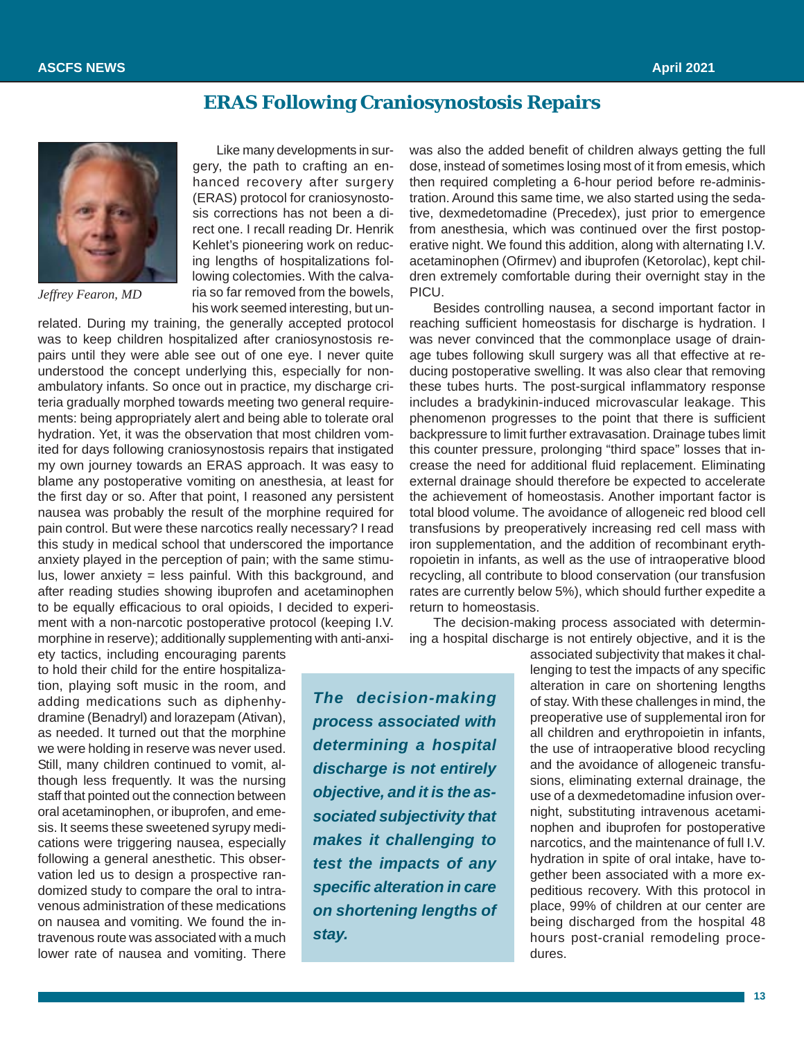# ERAS Following Craniosynostosis Repairs

*Jeffrey Fearon, MD*

Like many developments in surgery, the path to crafting an enhanced recovery after surgery (ERAS) protocol for craniosynostosis corrections has not been a direct one. I recall reading Dr. Henrik Kehlet's pioneering work on reducing lengths of hospitalizations following colectomies. With the calvaria so far removed from the bowels, his work seemed interesting, but unrelated. During my training, the generally accepted protocol was to keep children hospitalized after craniosynostosis repairs until they were able see out of one eye. I never quite understood the concept underlying this, especially for non-ambulatory infants. So once out in practice, my discharge criteria gradually morphed towards meeting two general requirements: being appropriately alert and being able to tolerate oral hydration. Yet, it was the observation that most children vomited for days following craniosynostosis repairs that instigated my own journey towards an ERAS approach. It was easy to blame any postoperative vomiting on anesthesia, at least for the first day or so. After that point, I reasoned any persistent nausea was probably the result of the morphine required for pain control. But were these narcotics really necessary? I read this study in medical school that underscored the importance anxiety played in the perception of pain; with the same stimulus, lower anxiety = less painful. With this background, and after reading studies showing ibuprofen and acetaminophen to be equally efficacious to oral opioids, I decided to experiment with a non-narcotic postoperative protocol (keeping I.V. morphine in reserve); additionally supplementing with anti-anxiety tactics, including encouraging parents to hold their child for the entire hospitalization, playing soft music in the room, and adding medications such as diphenhydramine (Benadryl) and lorazepam (Ativan), as needed. It turned out that the morphine we were holding in reserve was never used. Still, many children continued to vomit, although less frequently. It was the nursing staff that pointed out the connection between oral acetaminophen, or ibuprofen, and emesis. It seems these sweetened syrupy medications were triggering nausea, especially following a general anesthetic. This observation led us to design a prospective randomized study to compare the oral to intravenous administration of these medications on nausea and vomiting. We found the intravenous route was associated with a much lower rate of nausea and vomiting. There was also the added benefit of children always getting the full dose, instead of sometimes losing most of it from emesis, which then required completing a 6-hour period before re-administration. Around this same time, we also started using the sedative, dexmedetomadine (Precedex), just prior to emergence from anesthesia, which was continued over the first postoperative night. We found this addition, along with alternating I.V. acetaminophen (Ofirmev) and ibuprofen (Ketorolac), kept children extremely comfortable during their overnight stay in the PICU.

Besides controlling nausea, a second important factor in reaching sufficient homeostasis for discharge is hydration. I was never convinced that the commonplace usage of drainage tubes following skull surgery was all that effective at reducing postoperative swelling. It was also clear that removing these tubes hurts. The post-surgical inflammatory response includes a bradykinin-induced microvascular leakage. This phenomenon progresses to the point that there is sufficient backpressure to limit further extravasation. Drainage tubes limit this counter pressure, prolonging "third space" losses that increase the need for additional fluid replacement. Eliminating external drainage should therefore be expected to accelerate the achievement of homeostasis. Another important factor is total blood volume. The avoidance of allogeneic red blood cell transfusions by preoperatively increasing red cell mass with iron supplementation, and the addition of recombinant erythropoietin in infants, as well as the use of intraoperative blood recycling, all contribute to blood conservation (our transfusion rates are currently below 5%), which should further expedite a return to homeostasis.

The decision-making process associated with determining a hospital discharge is not entirely objective, and it is the associated subjectivity that makes it challenging to test the impacts of any specific alteration in care on shortening lengths of stay. With these challenges in mind, the preoperative use of supplemental iron for all children and erythropoietin in infants, the use of intraoperative blood recycling and the avoidance of allogeneic transfusions, eliminating external drainage, the use of a dexmedetomadine infusion overnight, substituting intravenous acetaminophen and ibuprofen for postoperative narcotics, and the maintenance of full I.V. hydration in spite of oral intake, have together been associated with a more expeditious recovery. With this protocol in place, 99% of children at our center are being discharged from the hospital 48 hours post-cranial remodeling procedures.

> ***The decision-making process associated with determining a hospital discharge is not entirely objective, and it is the associated subjectivity that makes it challenging to test the impacts of any specific alteration in care on shortening lengths of stay.***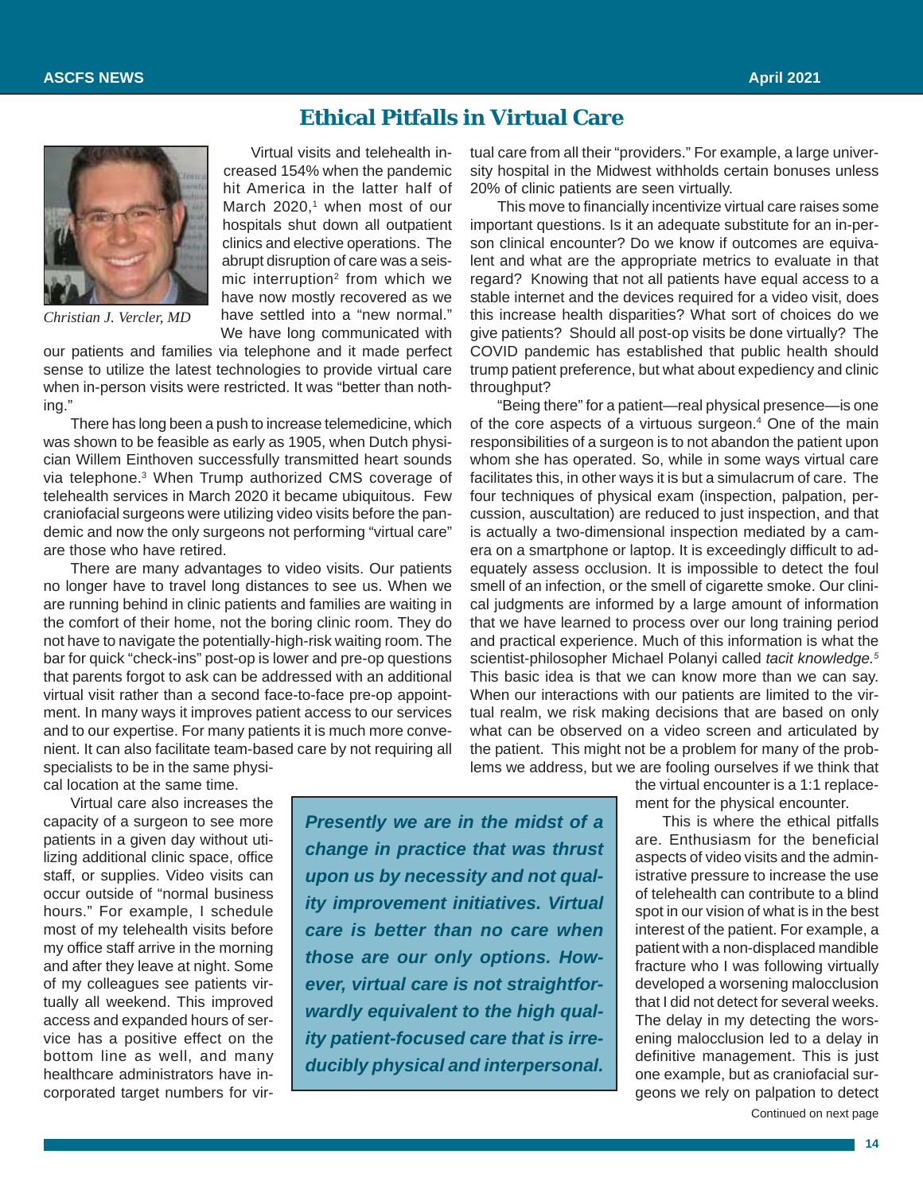# Ethical Pitfalls in Virtual Care

*Christian J. Vercler, MD*

Virtual visits and telehealth increased 154% when the pandemic hit America in the latter half of March 2020,[1] when most of our hospitals shut down all outpatient clinics and elective operations. The abrupt disruption of care was a seismic interruption[2] from which we have now mostly recovered as we have settled into a "new normal." We have long communicated with our patients and families via telephone and it made perfect sense to utilize the latest technologies to provide virtual care when in-person visits were restricted. It was "better than nothing."

There has long been a push to increase telemedicine, which was shown to be feasible as early as 1905, when Dutch physician Willem Einthoven successfully transmitted heart sounds via telephone.[3] When Trump authorized CMS coverage of telehealth services in March 2020 it became ubiquitous. Few craniofacial surgeons were utilizing video visits before the pandemic and now the only surgeons not performing "virtual care" are those who have retired.

There are many advantages to video visits. Our patients no longer have to travel long distances to see us. When we are running behind in clinic patients and families are waiting in the comfort of their home, not the boring clinic room. They do not have to navigate the potentially-high-risk waiting room. The bar for quick "check-ins" post-op is lower and pre-op questions that parents forgot to ask can be addressed with an additional virtual visit rather than a second face-to-face pre-op appointment. In many ways it improves patient access to our services and to our expertise. For many patients it is much more convenient. It can also facilitate team-based care by not requiring all specialists to be in the same physical location at the same time.

Virtual care also increases the capacity of a surgeon to see more patients in a given day without utilizing additional clinic space, office staff, or supplies. Video visits can occur outside of "normal business hours." For example, I schedule most of my telehealth visits before my office staff arrive in the morning and after they leave at night. Some of my colleagues see patients virtually all weekend. This improved access and expanded hours of service has a positive effect on the bottom line as well, and many healthcare administrators have incorporated target numbers for virtual care from all their "providers." For example, a large university hospital in the Midwest withholds certain bonuses unless 20% of clinic patients are seen virtually.

This move to financially incentivize virtual care raises some important questions. Is it an adequate substitute for an in-person clinical encounter? Do we know if outcomes are equivalent and what are the appropriate metrics to evaluate in that regard? Knowing that not all patients have equal access to a stable internet and the devices required for a video visit, does this increase health disparities? What sort of choices do we give patients? Should all post-op visits be done virtually? The COVID pandemic has established that public health should trump patient preference, but what about expediency and clinic throughput?

"Being there" for a patient—real physical presence—is one of the core aspects of a virtuous surgeon.[4] One of the main responsibilities of a surgeon is to not abandon the patient upon whom she has operated. So, while in some ways virtual care facilitates this, in other ways it is but a simulacrum of care. The four techniques of physical exam (inspection, palpation, percussion, auscultation) are reduced to just inspection, and that is actually a two-dimensional inspection mediated by a camera on a smartphone or laptop. It is exceedingly difficult to adequately assess occlusion. It is impossible to detect the foul smell of an infection, or the smell of cigarette smoke. Our clinical judgments are informed by a large amount of information that we have learned to process over our long training period and practical experience. Much of this information is what the scientist-philosopher Michael Polanyi called *tacit knowledge.*[5] This basic idea is that we can know more than we can say. When our interactions with our patients are limited to the virtual realm, we risk making decisions that are based on only what can be observed on a video screen and articulated by the patient. This might not be a problem for many of the problems we address, but we are fooling ourselves if we think that the virtual encounter is a 1:1 replacement for the physical encounter.

> ***Presently we are in the midst of a change in practice that was thrust upon us by necessity and not quality improvement initiatives. Virtual care is better than no care when those are our only options. However, virtual care is not straightforwardly equivalent to the high quality patient-focused care that is irreducibly physical and interpersonal.***

This is where the ethical pitfalls are. Enthusiasm for the beneficial aspects of video visits and the administrative pressure to increase the use of telehealth can contribute to a blind spot in our vision of what is in the best interest of the patient. For example, a patient with a non-displaced mandible fracture who I was following virtually developed a worsening malocclusion that I did not detect for several weeks. The delay in my detecting the worsening malocclusion led to a delay in definitive management. This is just one example, but as craniofacial surgeons we rely on palpation to detect

Continued on next page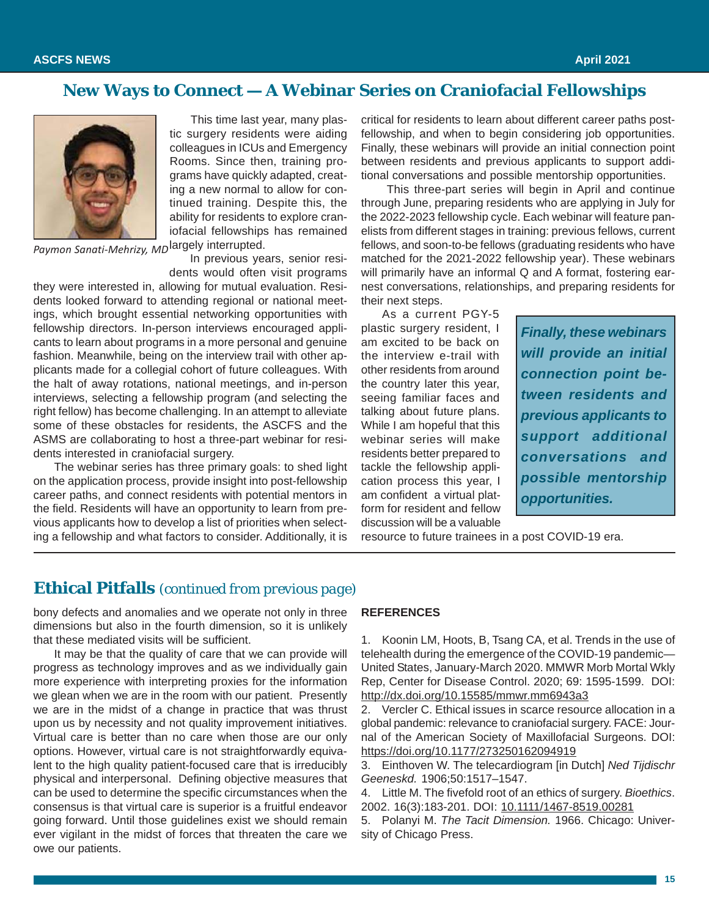## New Ways to Connect — A Webinar Series on Craniofacial Fellowships

Paymon Sanati-Mehrizy, MD

This time last year, many plastic surgery residents were aiding colleagues in ICUs and Emergency Rooms. Since then, training programs have quickly adapted, creating a new normal to allow for continued training. Despite this, the ability for residents to explore craniofacial fellowships has remained largely interrupted.

In previous years, senior residents would often visit programs they were interested in, allowing for mutual evaluation. Residents looked forward to attending regional or national meetings, which brought essential networking opportunities with fellowship directors. In-person interviews encouraged applicants to learn about programs in a more personal and genuine fashion. Meanwhile, being on the interview trail with other applicants made for a collegial cohort of future colleagues. With the halt of away rotations, national meetings, and in-person interviews, selecting a fellowship program (and selecting the right fellow) has become challenging. In an attempt to alleviate some of these obstacles for residents, the ASCFS and the ASMS are collaborating to host a three-part webinar for residents interested in craniofacial surgery.

The webinar series has three primary goals: to shed light on the application process, provide insight into post-fellowship career paths, and connect residents with potential mentors in the field. Residents will have an opportunity to learn from previous applicants how to develop a list of priorities when selecting a fellowship and what factors to consider. Additionally, it is critical for residents to learn about different career paths post-fellowship, and when to begin considering job opportunities. Finally, these webinars will provide an initial connection point between residents and previous applicants to support additional conversations and possible mentorship opportunities.

This three-part series will begin in April and continue through June, preparing residents who are applying in July for the 2022-2023 fellowship cycle. Each webinar will feature panelists from different stages in training: previous fellows, current fellows, and soon-to-be fellows (graduating residents who have matched for the 2021-2022 fellowship year). These webinars will primarily have an informal Q and A format, fostering earnest conversations, relationships, and preparing residents for their next steps.

As a current PGY-5 plastic surgery resident, I am excited to be back on the interview e-trail with other residents from around the country later this year, seeing familiar faces and talking about future plans. While I am hopeful that this webinar series will make residents better prepared to tackle the fellowship application process this year, I am confident a virtual platform for resident and fellow discussion will be a valuable resource to future trainees in a post COVID-19 era.

> ***Finally, these webinars will provide an initial connection point between residents and previous applicants to support additional conversations and possible mentorship opportunities.***

---

## Ethical Pitfalls *(continued from previous page)*

bony defects and anomalies and we operate not only in three dimensions but also in the fourth dimension, so it is unlikely that these mediated visits will be sufficient.

It may be that the quality of care that we can provide will progress as technology improves and as we individually gain more experience with interpreting proxies for the information we glean when we are in the room with our patient. Presently we are in the midst of a change in practice that was thrust upon us by necessity and not quality improvement initiatives. Virtual care is better than no care when those are our only options. However, virtual care is not straightforwardly equivalent to the high quality patient-focused care that is irreducibly physical and interpersonal. Defining objective measures that can be used to determine the specific circumstances when the consensus is that virtual care is superior is a fruitful endeavor going forward. Until those guidelines exist we should remain ever vigilant in the midst of forces that threaten the care we owe our patients.

### REFERENCES

1. Koonin LM, Hoots, B, Tsang CA, et al. Trends in the use of telehealth during the emergence of the COVID-19 pandemic—United States, January-March 2020. MMWR Morb Mortal Wkly Rep, Center for Disease Control. 2020; 69: 1595-1599. DOI: http://dx.doi.org/10.15585/mmwr.mm6943a3
2. Vercler C. Ethical issues in scarce resource allocation in a global pandemic: relevance to craniofacial surgery. FACE: Journal of the American Society of Maxillofacial Surgeons. DOI: https://doi.org/10.1177/273250162094919
3. Einthoven W. The telecardiogram [in Dutch] *Ned Tijdischr Geeneskd.* 1906;50:1517–1547.
4. Little M. The fivefold root of an ethics of surgery. *Bioethics*. 2002. 16(3):183-201. DOI: 10.1111/1467-8519.00281
5. Polanyi M. *The Tacit Dimension.* 1966. Chicago: University of Chicago Press.